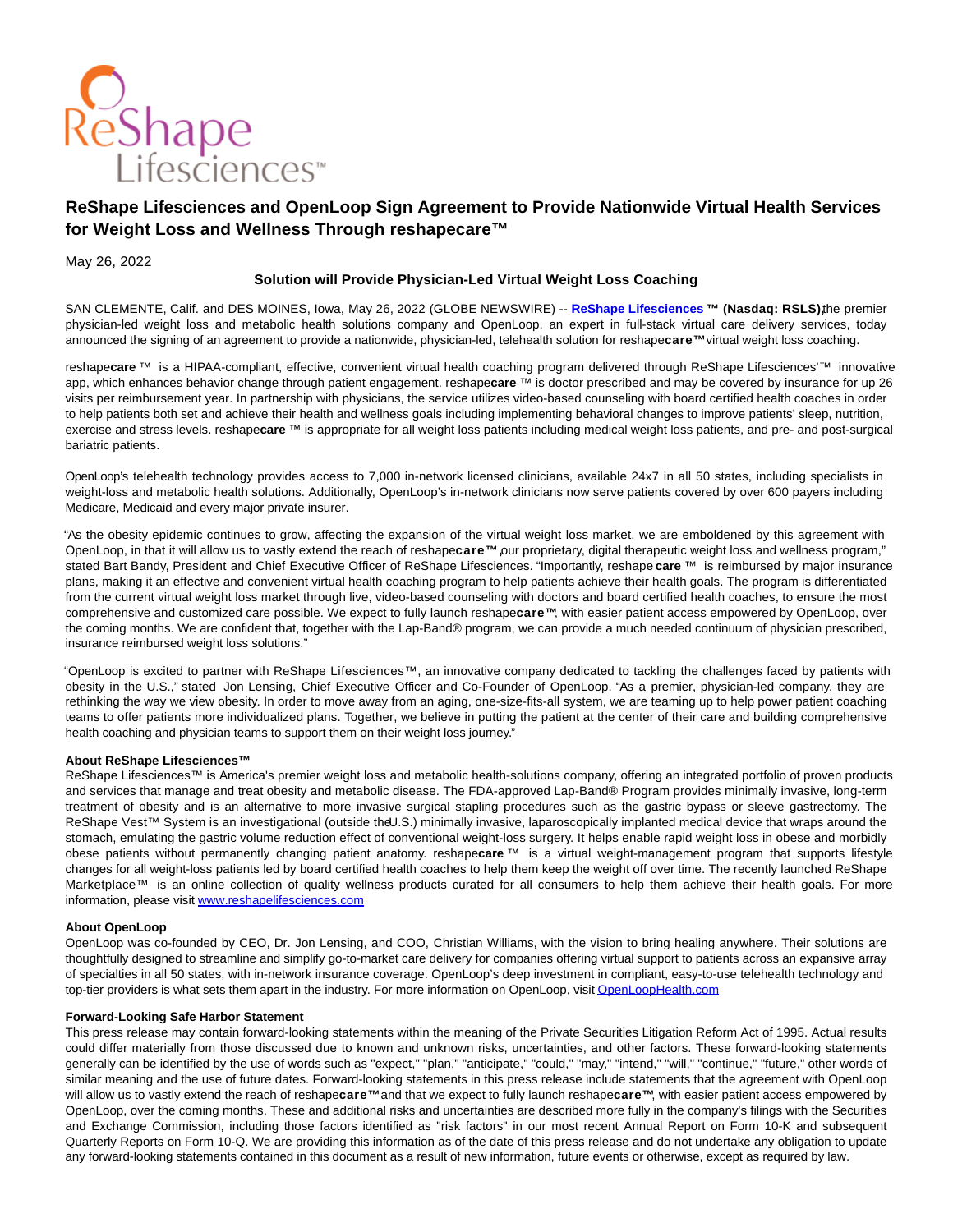# ReShape Lifesciences and OpenLoop Sign Agreement to Provide Nationwide Virtual Health Services for Weight Loss and Wellness Through reshapecare™

May 26, 2022

**Solution will Provide Physician-Led Virtual Weight Loss Coaching**

SAN CLEMENTE, Calif. and DES MOINES, Iowa, May 26, 2022 (GLOBE NEWSWIRE) -- **ReShape Lifesciences ™ (Nasdaq: RSLS),** the premier physician-led weight loss and metabolic health solutions company and OpenLoop, an expert in full-stack virtual care delivery services, today announced the signing of an agreement to provide a nationwide, physician-led, telehealth solution for reshape**care™** virtual weight loss coaching.

reshape**care** ™ is a HIPAA-compliant, effective, convenient virtual health coaching program delivered through ReShape Lifesciences'™ innovative app, which enhances behavior change through patient engagement. reshape**care** ™ is doctor prescribed and may be covered by insurance for up 26 visits per reimbursement year. In partnership with physicians, the service utilizes video-based counseling with board certified health coaches in order to help patients both set and achieve their health and wellness goals including implementing behavioral changes to improve patients' sleep, nutrition, exercise and stress levels. reshape**care** ™ is appropriate for all weight loss patients including medical weight loss patients, and pre- and post-surgical bariatric patients.

OpenLoop's telehealth technology provides access to 7,000 in-network licensed clinicians, available 24x7 in all 50 states, including specialists in weight-loss and metabolic health solutions. Additionally, OpenLoop's in-network clinicians now serve patients covered by over 600 payers including Medicare, Medicaid and every major private insurer.

"As the obesity epidemic continues to grow, affecting the expansion of the virtual weight loss market, we are emboldened by this agreement with OpenLoop, in that it will allow us to vastly extend the reach of reshape**care™**, our proprietary, digital therapeutic weight loss and wellness program," stated Bart Bandy, President and Chief Executive Officer of ReShape Lifesciences. "Importantly, reshape **care** ™ is reimbursed by major insurance plans, making it an effective and convenient virtual health coaching program to help patients achieve their health goals. The program is differentiated from the current virtual weight loss market through live, video-based counseling with doctors and board certified health coaches, to ensure the most comprehensive and customized care possible. We expect to fully launch reshape**care™**, with easier patient access empowered by OpenLoop, over the coming months. We are confident that, together with the Lap-Band® program, we can provide a much needed continuum of physician prescribed, insurance reimbursed weight loss solutions."

"OpenLoop is excited to partner with ReShape Lifesciences™, an innovative company dedicated to tackling the challenges faced by patients with obesity in the U.S.," stated Jon Lensing, Chief Executive Officer and Co-Founder of OpenLoop. "As a premier, physician-led company, they are rethinking the way we view obesity. In order to move away from an aging, one-size-fits-all system, we are teaming up to help power patient coaching teams to offer patients more individualized plans. Together, we believe in putting the patient at the center of their care and building comprehensive health coaching and physician teams to support them on their weight loss journey."

**About ReShape Lifesciences™**
ReShape Lifesciences™ is America's premier weight loss and metabolic health-solutions company, offering an integrated portfolio of proven products and services that manage and treat obesity and metabolic disease. The FDA-approved Lap-Band® Program provides minimally invasive, long-term treatment of obesity and is an alternative to more invasive surgical stapling procedures such as the gastric bypass or sleeve gastrectomy. The ReShape Vest™ System is an investigational (outside the U.S.) minimally invasive, laparoscopically implanted medical device that wraps around the stomach, emulating the gastric volume reduction effect of conventional weight-loss surgery. It helps enable rapid weight loss in obese and morbidly obese patients without permanently changing patient anatomy. reshape**care** ™ is a virtual weight-management program that supports lifestyle changes for all weight-loss patients led by board certified health coaches to help them keep the weight off over time. The recently launched ReShape Marketplace™ is an online collection of quality wellness products curated for all consumers to help them achieve their health goals. For more information, please visit www.reshapelifesciences.com

**About OpenLoop**
OpenLoop was co-founded by CEO, Dr. Jon Lensing, and COO, Christian Williams, with the vision to bring healing anywhere. Their solutions are thoughtfully designed to streamline and simplify go-to-market care delivery for companies offering virtual support to patients across an expansive array of specialties in all 50 states, with in-network insurance coverage. OpenLoop's deep investment in compliant, easy-to-use telehealth technology and top-tier providers is what sets them apart in the industry. For more information on OpenLoop, visit OpenLoopHealth.com

**Forward-Looking Safe Harbor Statement**
This press release may contain forward-looking statements within the meaning of the Private Securities Litigation Reform Act of 1995. Actual results could differ materially from those discussed due to known and unknown risks, uncertainties, and other factors. These forward-looking statements generally can be identified by the use of words such as "expect," "plan," "anticipate," "could," "may," "intend," "will," "continue," "future," other words of similar meaning and the use of future dates. Forward-looking statements in this press release include statements that the agreement with OpenLoop will allow us to vastly extend the reach of reshape**care™** and that we expect to fully launch reshape**care™**, with easier patient access empowered by OpenLoop, over the coming months. These and additional risks and uncertainties are described more fully in the company's filings with the Securities and Exchange Commission, including those factors identified as "risk factors" in our most recent Annual Report on Form 10-K and subsequent Quarterly Reports on Form 10-Q. We are providing this information as of the date of this press release and do not undertake any obligation to update any forward-looking statements contained in this document as a result of new information, future events or otherwise, except as required by law.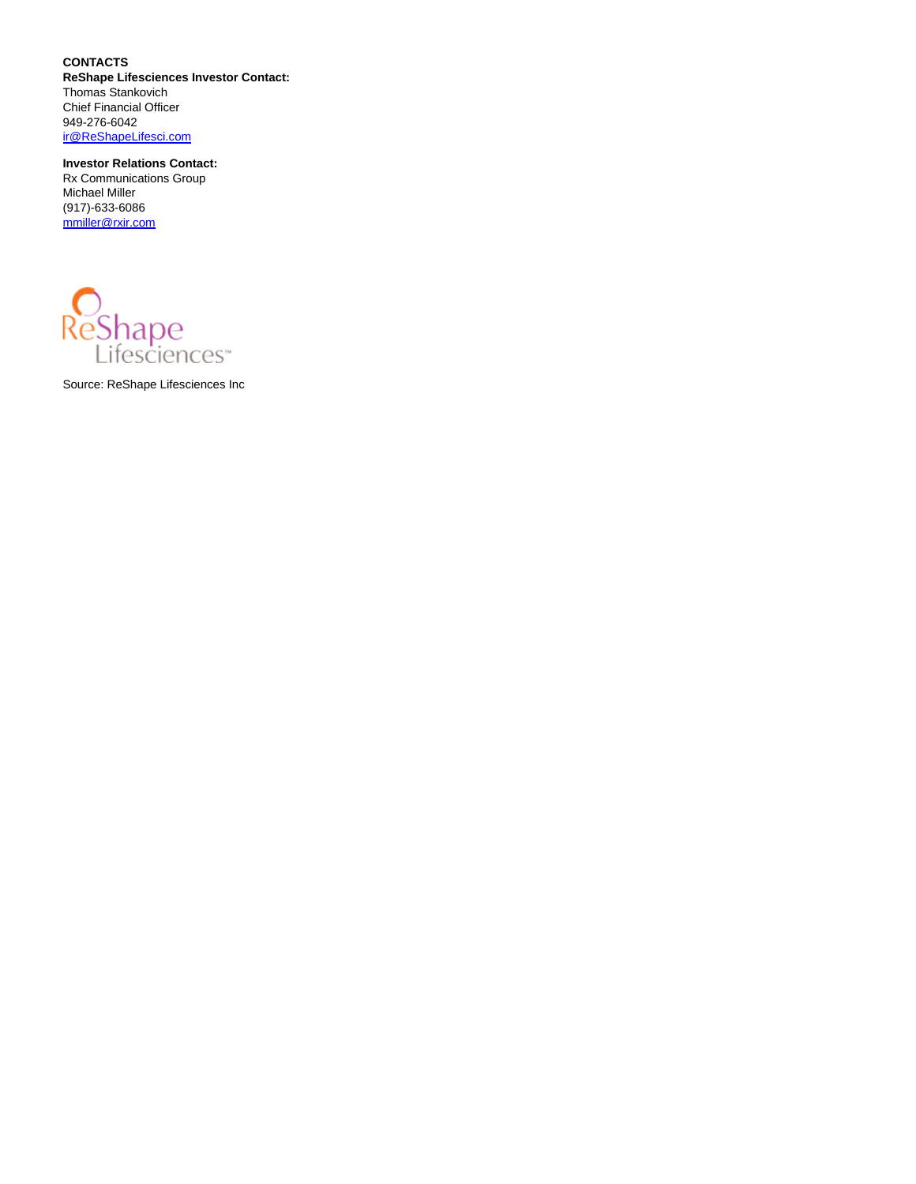**CONTACTS**

**ReShape Lifesciences Investor Contact:**
Thomas Stankovich
Chief Financial Officer
949-276-6042
ir@ReShapeLifesci.com

**Investor Relations Contact:**
Rx Communications Group
Michael Miller
(917)-633-6086
mmiller@rxir.com

Source: ReShape Lifesciences Inc